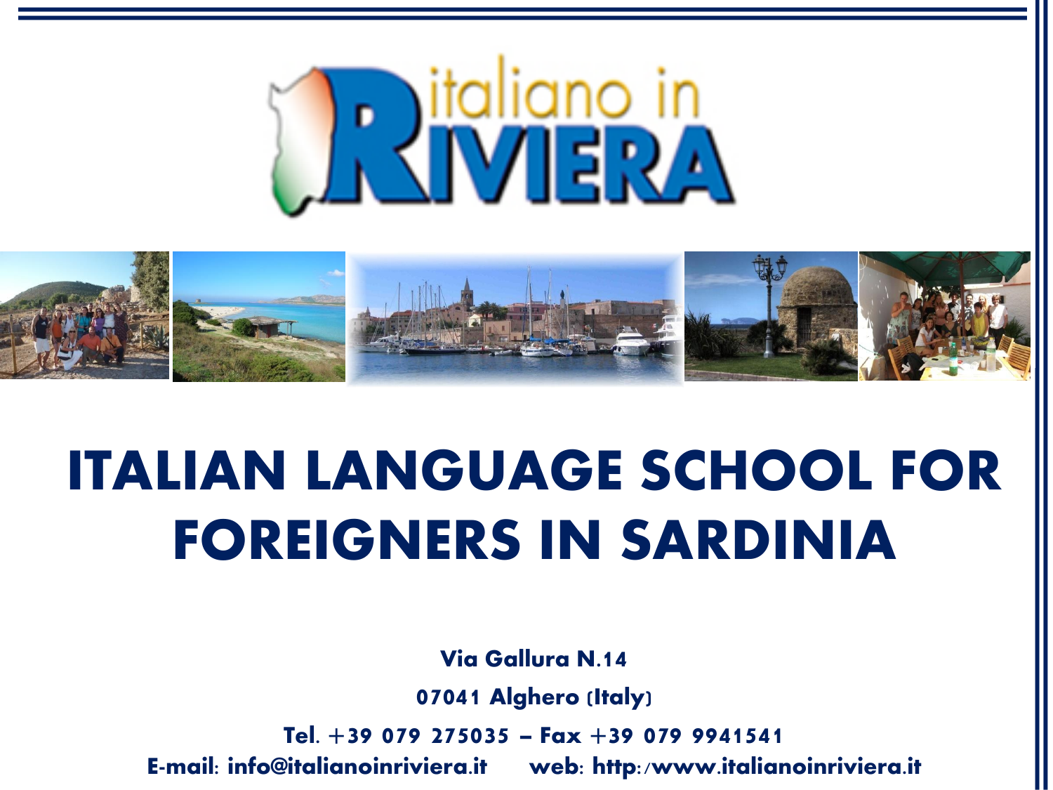# ITALIAN LANGUAGE SCHOOL FOR FOREIGNERS IN SARDINIA

**Via Gallura N.14**

**07041 Alghero (Italy)**

**Tel. +39 079 275035 – Fax +39 079 9941541**

**E-mail: info@italianoinriviera.it web: http:/www.italianoinriviera.it**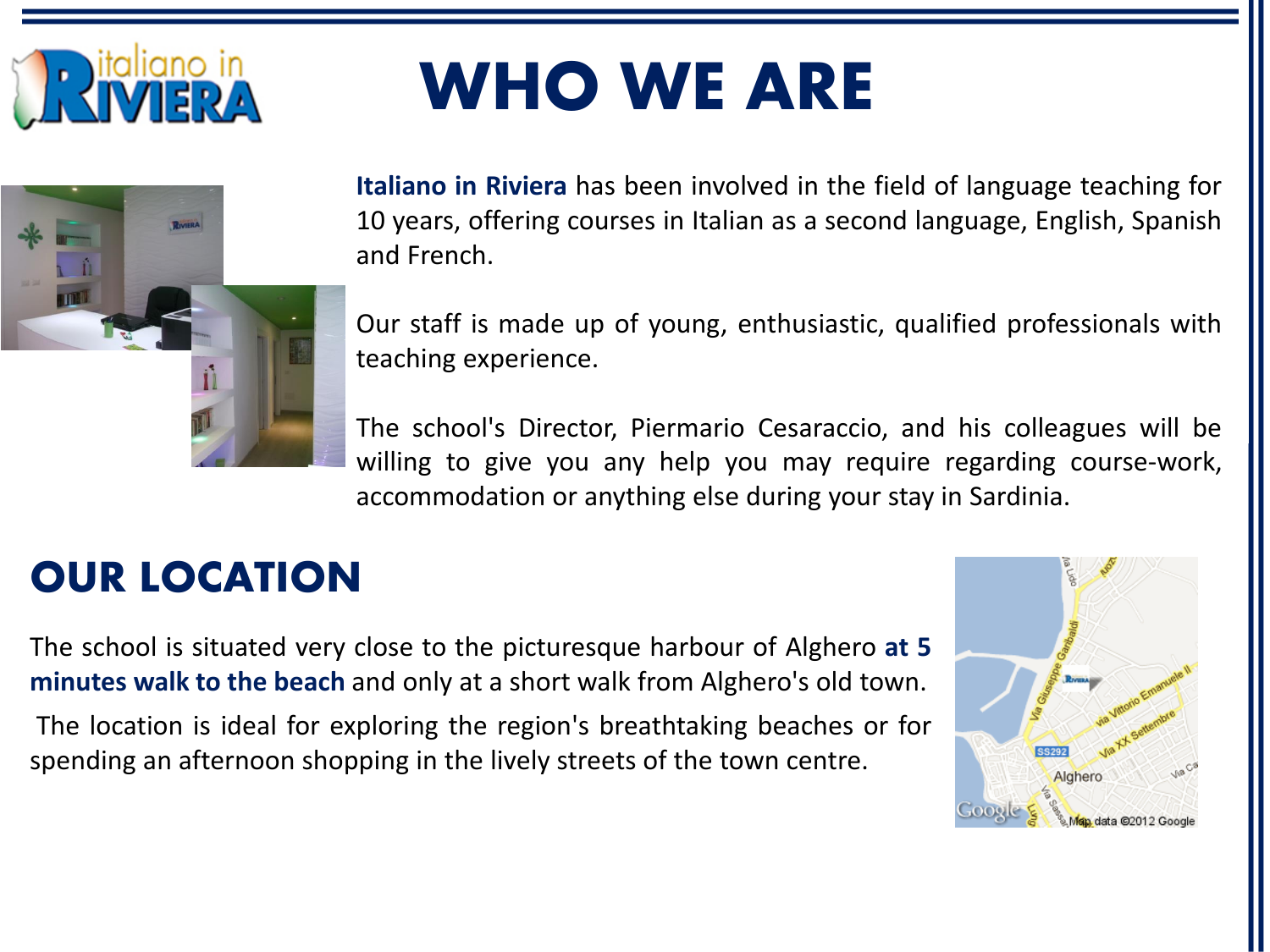# WHO WE ARE

**Italiano in Riviera** has been involved in the field of language teaching for 10 years, offering courses in Italian as a second language, English, Spanish and French.

Our staff is made up of young, enthusiastic, qualified professionals with teaching experience.

The school's Director, Piermario Cesaraccio, and his colleagues will be willing to give you any help you may require regarding course-work, accommodation or anything else during your stay in Sardinia.

# OUR LOCATION

The school is situated very close to the picturesque harbour of Alghero **at 5 minutes walk to the beach** and only at a short walk from Alghero's old town.

The location is ideal for exploring the region's breathtaking beaches or for spending an afternoon shopping in the lively streets of the town centre.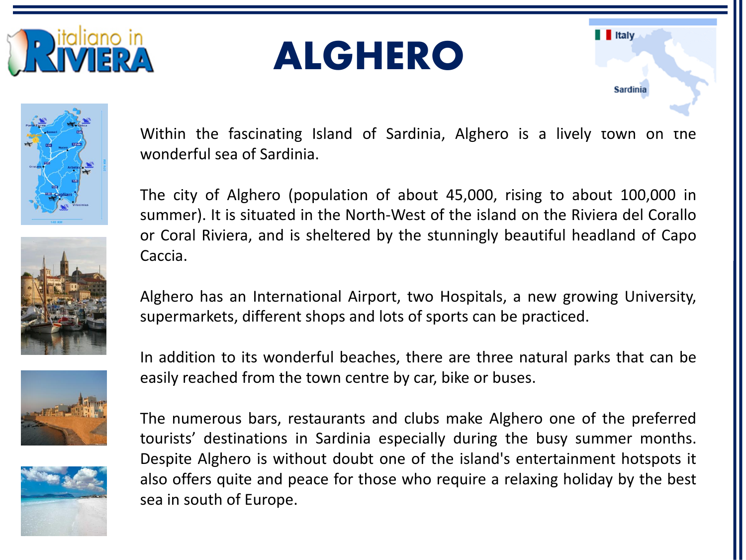# ALGHERO

Within the fascinating Island of Sardinia, Alghero is a lively town on the wonderful sea of Sardinia.

The city of Alghero (population of about 45,000, rising to about 100,000 in summer). It is situated in the North-West of the island on the Riviera del Corallo or Coral Riviera, and is sheltered by the stunningly beautiful headland of Capo Caccia.

Alghero has an International Airport, two Hospitals, a new growing University, supermarkets, different shops and lots of sports can be practiced.

In addition to its wonderful beaches, there are three natural parks that can be easily reached from the town centre by car, bike or buses.

The numerous bars, restaurants and clubs make Alghero one of the preferred tourists' destinations in Sardinia especially during the busy summer months. Despite Alghero is without doubt one of the island's entertainment hotspots it also offers quite and peace for those who require a relaxing holiday by the best sea in south of Europe.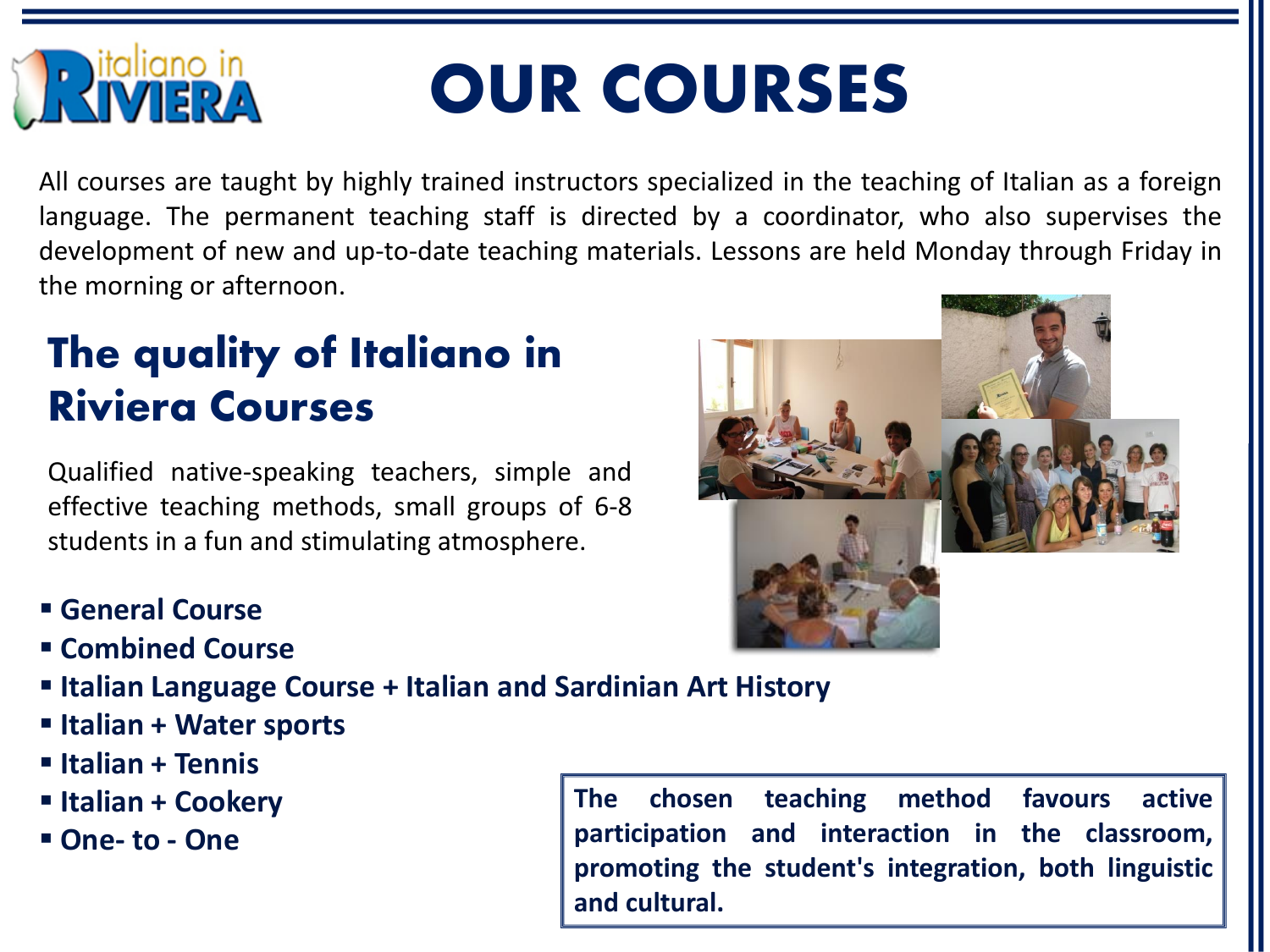# OUR COURSES

All courses are taught by highly trained instructors specialized in the teaching of Italian as a foreign language. The permanent teaching staff is directed by a coordinator, who also supervises the development of new and up-to-date teaching materials. Lessons are held Monday through Friday in the morning or afternoon.

## The quality of Italiano in Riviera Courses

Qualified native-speaking teachers, simple and effective teaching methods, small groups of 6-8 students in a fun and stimulating atmosphere.

- **General Course**
- **Combined Course**
- **Italian Language Course + Italian and Sardinian Art History**
- **Italian + Water sports**
- **Italian + Tennis**
- **Italian + Cookery**
- **One- to - One**

**The chosen teaching method favours active participation and interaction in the classroom, promoting the student's integration, both linguistic and cultural.**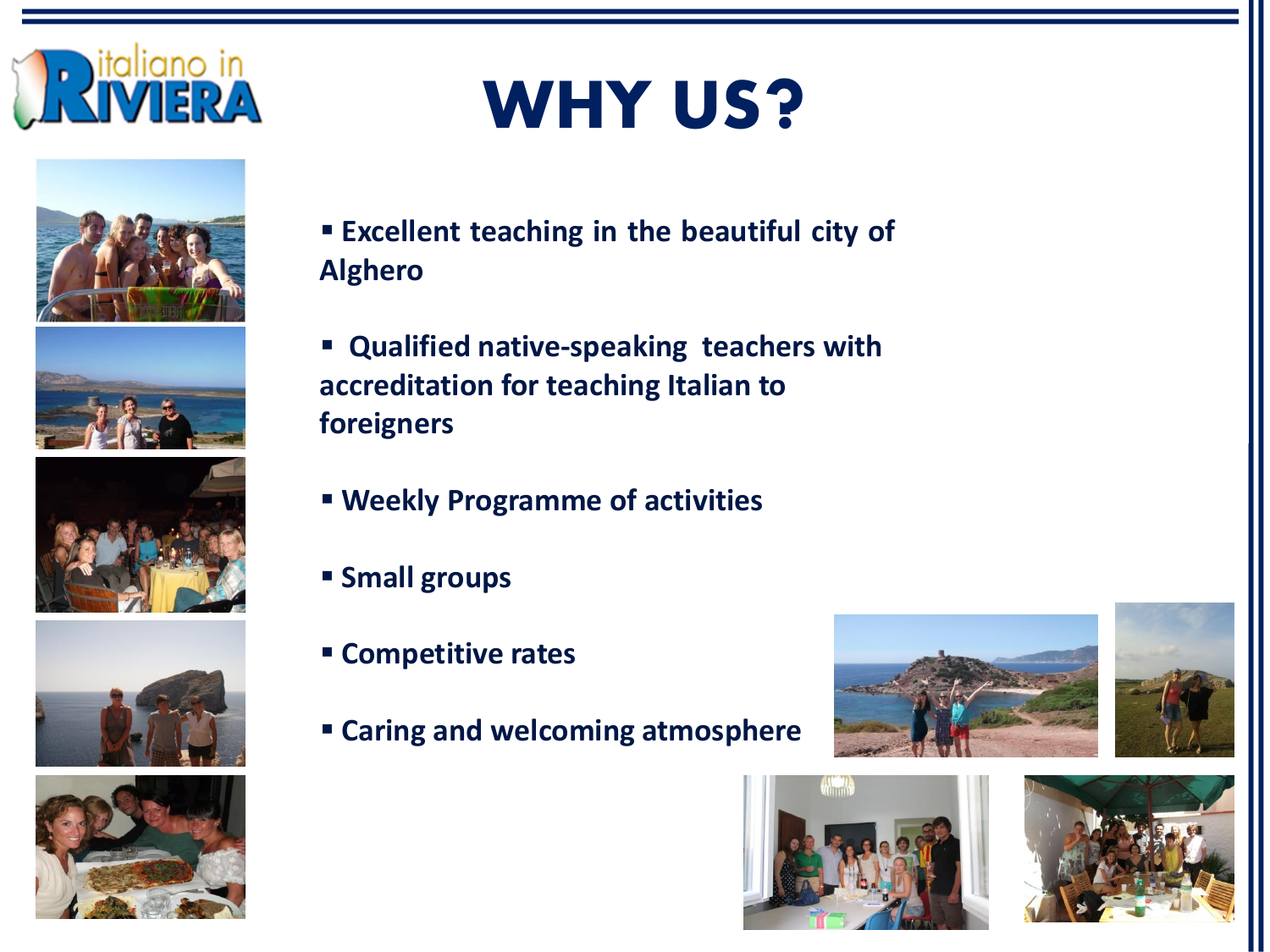# WHY US?

- **Excellent teaching in the beautiful city of Alghero**
- **Qualified native-speaking teachers with accreditation for teaching Italian to foreigners**
- **Weekly Programme of activities**
- **Small groups**
- **Competitive rates**
- **Caring and welcoming atmosphere**